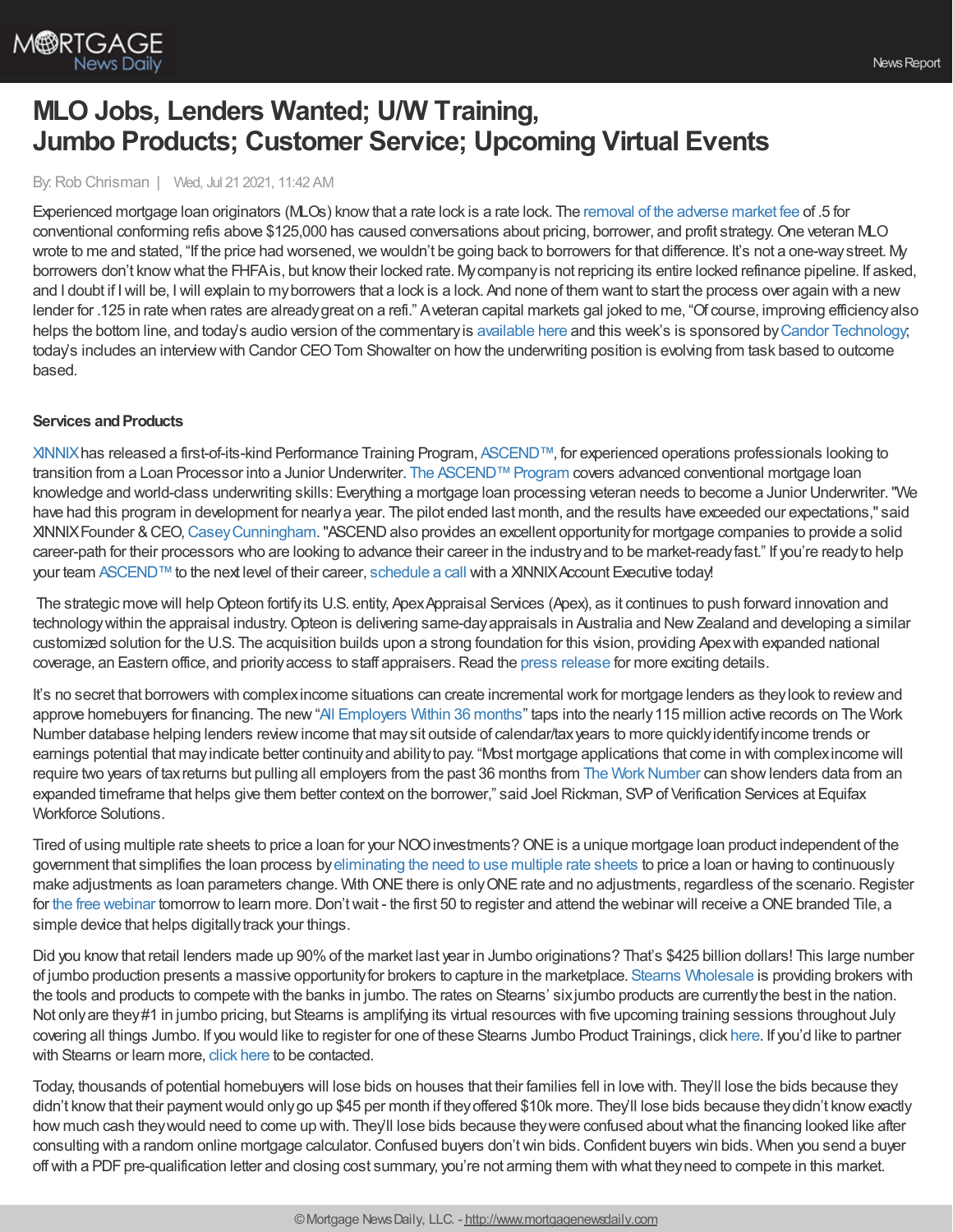# MLO Jobs, Lenders Wanted; U/W Training, Jumbo Products; Customer Service; Upcoming Virtual Events

By: Rob Chrisman | Wed, Jul 21 2021, 11:42 AM

Experienced mortgage loan originators (MLOs) know that a rate lock is a rate lock. The removal of the adverse market fee of .5 for conventional conforming refis above $125,000 has caused conversations about pricing, borrower, and profit strategy. One veteran MLO wrote to me and stated, "If the price had worsened, we wouldn't be going back to borrowers for that difference. It's not a one-way street. My borrowers don't know what the FHFA is, but know their locked rate. My company is not repricing its entire locked refinance pipeline. If asked, and I doubt if I will be, I will explain to my borrowers that a lock is a lock. And none of them want to start the process over again with a new lender for .125 in rate when rates are already great on a refi." A veteran capital markets gal joked to me, "Of course, improving efficiency also helps the bottom line, and today's audio version of the commentary is available here and this week's is sponsored by Candor Technology; today's includes an interview with Candor CEO Tom Showalter on how the underwriting position is evolving from task based to outcome based.

**Services and Products**

XINNIX has released a first-of-its-kind Performance Training Program, ASCEND™, for experienced operations professionals looking to transition from a Loan Processor into a Junior Underwriter. The ASCEND™ Program covers advanced conventional mortgage loan knowledge and world-class underwriting skills: Everything a mortgage loan processing veteran needs to become a Junior Underwriter. "We have had this program in development for nearly a year. The pilot ended last month, and the results have exceeded our expectations," said XINNIX Founder & CEO, Casey Cunningham. "ASCEND also provides an excellent opportunity for mortgage companies to provide a solid career-path for their processors who are looking to advance their career in the industry and to be market-ready fast." If you're ready to help your team ASCEND™ to the next level of their career, schedule a call with a XINNIX Account Executive today!

The strategic move will help Opteon fortify its U.S. entity, Apex Appraisal Services (Apex), as it continues to push forward innovation and technology within the appraisal industry. Opteon is delivering same-day appraisals in Australia and New Zealand and developing a similar customized solution for the U.S. The acquisition builds upon a strong foundation for this vision, providing Apex with expanded national coverage, an Eastern office, and priority access to staff appraisers. Read the press release for more exciting details.

It's no secret that borrowers with complex income situations can create incremental work for mortgage lenders as they look to review and approve homebuyers for financing. The new "All Employers Within 36 months" taps into the nearly 115 million active records on The Work Number database helping lenders review income that may sit outside of calendar/tax years to more quickly identify income trends or earnings potential that may indicate better continuity and ability to pay. "Most mortgage applications that come in with complex income will require two years of tax returns but pulling all employers from the past 36 months from The Work Number can show lenders data from an expanded timeframe that helps give them better context on the borrower," said Joel Rickman, SVP of Verification Services at Equifax Workforce Solutions.

Tired of using multiple rate sheets to price a loan for your NOO investments? ONE is a unique mortgage loan product independent of the government that simplifies the loan process by eliminating the need to use multiple rate sheets to price a loan or having to continuously make adjustments as loan parameters change. With ONE there is only ONE rate and no adjustments, regardless of the scenario. Register for the free webinar tomorrow to learn more. Don't wait - the first 50 to register and attend the webinar will receive a ONE branded Tile, a simple device that helps digitally track your things.

Did you know that retail lenders made up 90% of the market last year in Jumbo originations? That's $425 billion dollars! This large number of jumbo production presents a massive opportunity for brokers to capture in the marketplace. Stearns Wholesale is providing brokers with the tools and products to compete with the banks in jumbo. The rates on Stearns' six jumbo products are currently the best in the nation. Not only are they #1 in jumbo pricing, but Stearns is amplifying its virtual resources with five upcoming training sessions throughout July covering all things Jumbo. If you would like to register for one of these Stearns Jumbo Product Trainings, click here. If you'd like to partner with Stearns or learn more, click here to be contacted.

Today, thousands of potential homebuyers will lose bids on houses that their families fell in love with. They'll lose the bids because they didn't know that their payment would only go up $45 per month if they offered $10k more. They'll lose bids because they didn't know exactly how much cash they would need to come up with. They'll lose bids because they were confused about what the financing looked like after consulting with a random online mortgage calculator. Confused buyers don't win bids. Confident buyers win bids. When you send a buyer off with a PDF pre-qualification letter and closing cost summary, you're not arming them with what they need to compete in this market.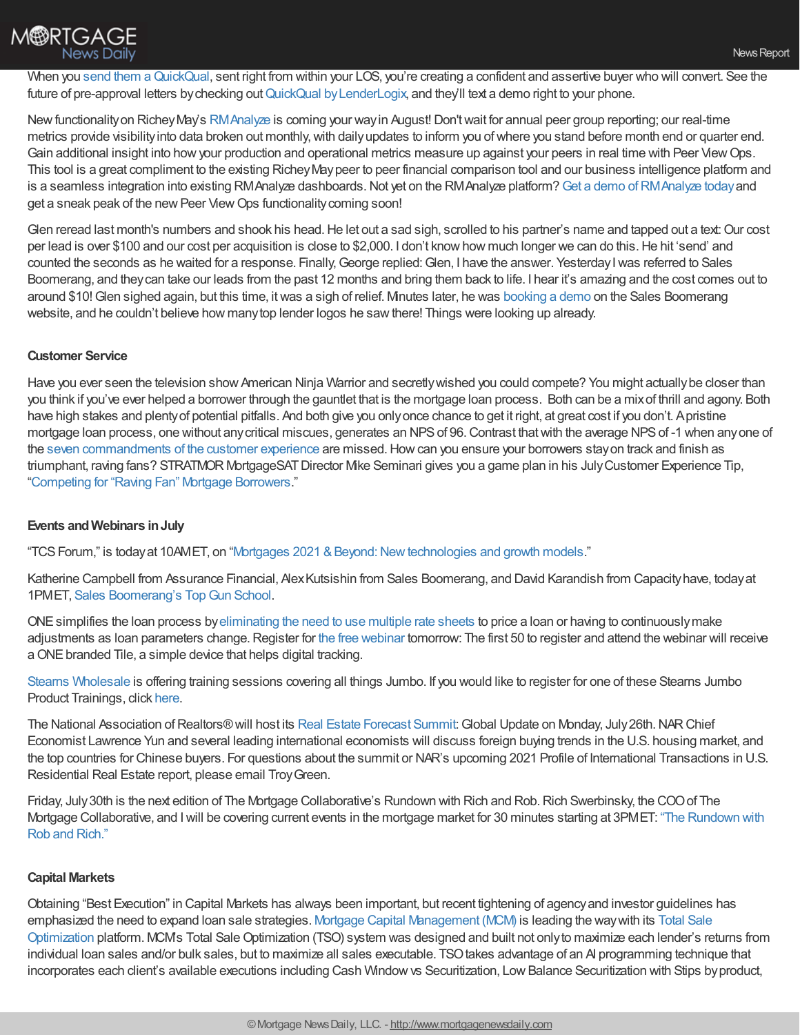When you send them a QuickQual, sent right from within your LOS, you're creating a confident and assertive buyer who will convert. See the future of pre-approval letters by checking out QuickQual by LenderLogix, and they'll text a demo right to your phone.

New functionality on Richey May's RMAnalyze is coming your way in August! Don't wait for annual peer group reporting; our real-time metrics provide visibility into data broken out monthly, with daily updates to inform you of where you stand before month end or quarter end. Gain additional insight into how your production and operational metrics measure up against your peers in real time with Peer View Ops. This tool is a great compliment to the existing Richey May peer to peer financial comparison tool and our business intelligence platform and is a seamless integration into existing RMAnalyze dashboards. Not yet on the RMAnalyze platform? Get a demo of RMAnalyze today and get a sneak peak of the new Peer View Ops functionality coming soon!

Glen reread last month's numbers and shook his head. He let out a sad sigh, scrolled to his partner's name and tapped out a text: Our cost per lead is over $100 and our cost per acquisition is close to $2,000. I don't know how much longer we can do this. He hit 'send' and counted the seconds as he waited for a response. Finally, George replied: Glen, I have the answer. Yesterday I was referred to Sales Boomerang, and they can take our leads from the past 12 months and bring them back to life. I hear it's amazing and the cost comes out to around $10! Glen sighed again, but this time, it was a sigh of relief. Minutes later, he was booking a demo on the Sales Boomerang website, and he couldn't believe how many top lender logos he saw there! Things were looking up already.

**Customer Service**

Have you ever seen the television show American Ninja Warrior and secretly wished you could compete? You might actually be closer than you think if you've ever helped a borrower through the gauntlet that is the mortgage loan process. Both can be a mix of thrill and agony. Both have high stakes and plenty of potential pitfalls. And both give you only once chance to get it right, at great cost if you don't. A pristine mortgage loan process, one without any critical miscues, generates an NPS of 96. Contrast that with the average NPS of -1 when any one of the seven commandments of the customer experience are missed. How can you ensure your borrowers stay on track and finish as triumphant, raving fans? STRATMOR MortgageSAT Director Mike Seminari gives you a game plan in his July Customer Experience Tip, "Competing for "Raving Fan" Mortgage Borrowers."

**Events and Webinars in July**

"TCS Forum," is today at 10AM ET, on "Mortgages 2021 & Beyond: New technologies and growth models."

Katherine Campbell from Assurance Financial, Alex Kutsishin from Sales Boomerang, and David Karandish from Capacity have, today at 1PM ET, Sales Boomerang's Top Gun School.

ONE simplifies the loan process by eliminating the need to use multiple rate sheets to price a loan or having to continuously make adjustments as loan parameters change. Register for the free webinar tomorrow: The first 50 to register and attend the webinar will receive a ONE branded Tile, a simple device that helps digital tracking.

Stearns Wholesale is offering training sessions covering all things Jumbo. If you would like to register for one of these Stearns Jumbo Product Trainings, click here.

The National Association of Realtors® will host its Real Estate Forecast Summit: Global Update on Monday, July 26th. NAR Chief Economist Lawrence Yun and several leading international economists will discuss foreign buying trends in the U.S. housing market, and the top countries for Chinese buyers. For questions about the summit or NAR's upcoming 2021 Profile of International Transactions in U.S. Residential Real Estate report, please email Troy Green.

Friday, July 30th is the next edition of The Mortgage Collaborative's Rundown with Rich and Rob. Rich Swerbinsky, the COO of The Mortgage Collaborative, and I will be covering current events in the mortgage market for 30 minutes starting at 3PM ET: "The Rundown with Rob and Rich."

**Capital Markets**

Obtaining "Best Execution" in Capital Markets has always been important, but recent tightening of agency and investor guidelines has emphasized the need to expand loan sale strategies. Mortgage Capital Management (MCM) is leading the way with its Total Sale Optimization platform. MCM's Total Sale Optimization (TSO) system was designed and built not only to maximize each lender's returns from individual loan sales and/or bulk sales, but to maximize all sales executable. TSO takes advantage of an AI programming technique that incorporates each client's available executions including Cash Window vs Securitization, Low Balance Securitization with Stips by product,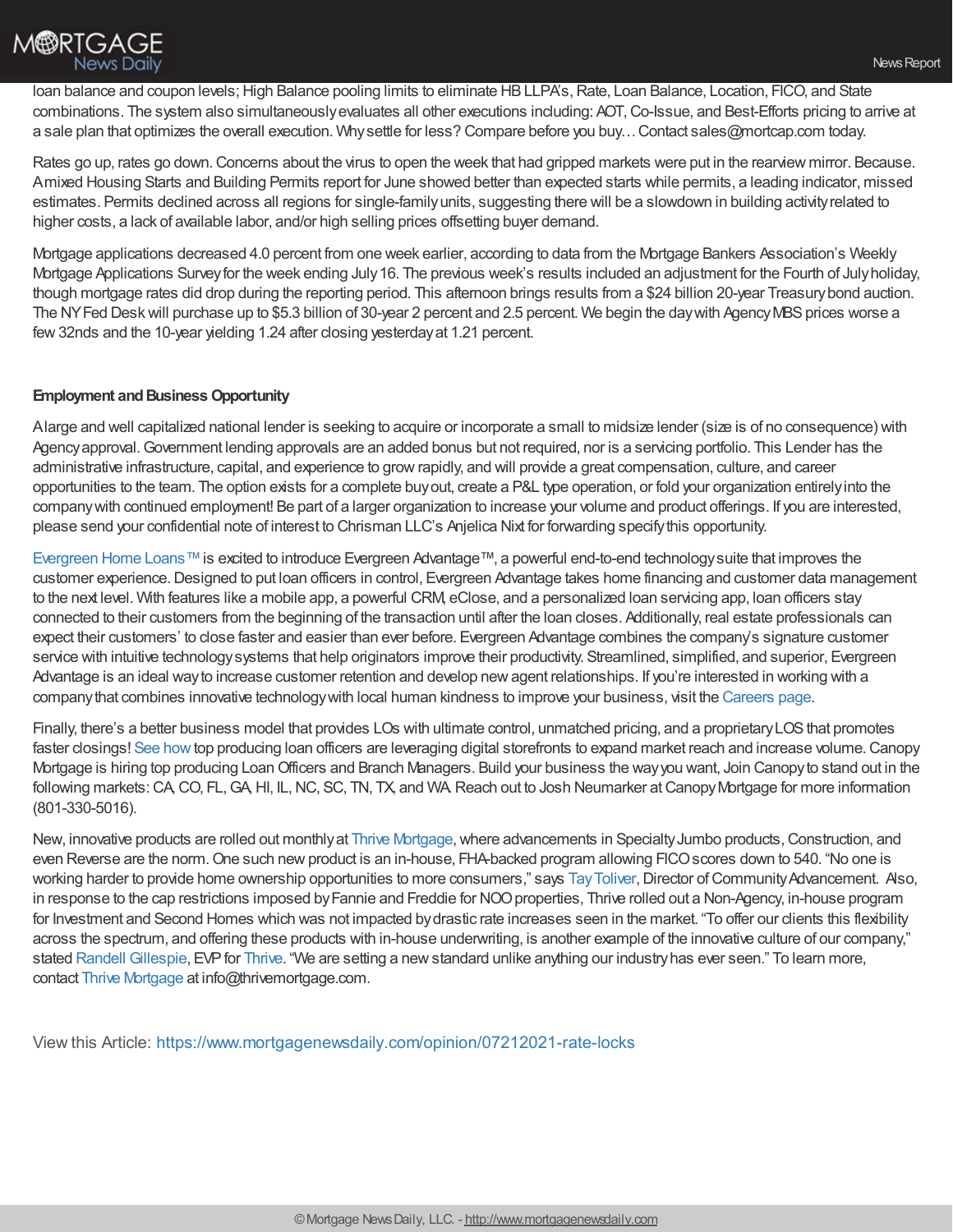loan balance and coupon levels; High Balance pooling limits to eliminate HB LLPA's, Rate, Loan Balance, Location, FICO, and State combinations. The system also simultaneously evaluates all other executions including: AOT, Co-Issue, and Best-Efforts pricing to arrive at a sale plan that optimizes the overall execution. Why settle for less? Compare before you buy… Contact sales@mortcap.com today.

Rates go up, rates go down. Concerns about the virus to open the week that had gripped markets were put in the rearview mirror. Because. A mixed Housing Starts and Building Permits report for June showed better than expected starts while permits, a leading indicator, missed estimates. Permits declined across all regions for single-family units, suggesting there will be a slowdown in building activity related to higher costs, a lack of available labor, and/or high selling prices offsetting buyer demand.

Mortgage applications decreased 4.0 percent from one week earlier, according to data from the Mortgage Bankers Association's Weekly Mortgage Applications Survey for the week ending July 16. The previous week's results included an adjustment for the Fourth of July holiday, though mortgage rates did drop during the reporting period. This afternoon brings results from a $24 billion 20-year Treasury bond auction. The NY Fed Desk will purchase up to $5.3 billion of 30-year 2 percent and 2.5 percent. We begin the day with Agency MBS prices worse a few 32nds and the 10-year yielding 1.24 after closing yesterday at 1.21 percent.

**Employment and Business Opportunity**

A large and well capitalized national lender is seeking to acquire or incorporate a small to midsize lender (size is of no consequence) with Agency approval. Government lending approvals are an added bonus but not required, nor is a servicing portfolio. This Lender has the administrative infrastructure, capital, and experience to grow rapidly, and will provide a great compensation, culture, and career opportunities to the team. The option exists for a complete buy out, create a P&L type operation, or fold your organization entirely into the company with continued employment! Be part of a larger organization to increase your volume and product offerings. If you are interested, please send your confidential note of interest to Chrisman LLC's Anjelica Nixt for forwarding specify this opportunity.

Evergreen Home Loans™ is excited to introduce Evergreen Advantage™, a powerful end-to-end technology suite that improves the customer experience. Designed to put loan officers in control, Evergreen Advantage takes home financing and customer data management to the next level. With features like a mobile app, a powerful CRM, eClose, and a personalized loan servicing app, loan officers stay connected to their customers from the beginning of the transaction until after the loan closes. Additionally, real estate professionals can expect their customers' to close faster and easier than ever before. Evergreen Advantage combines the company's signature customer service with intuitive technology systems that help originators improve their productivity. Streamlined, simplified, and superior, Evergreen Advantage is an ideal way to increase customer retention and develop new agent relationships. If you're interested in working with a company that combines innovative technology with local human kindness to improve your business, visit the Careers page.

Finally, there's a better business model that provides LOs with ultimate control, unmatched pricing, and a proprietary LOS that promotes faster closings! See how top producing loan officers are leveraging digital storefronts to expand market reach and increase volume. Canopy Mortgage is hiring top producing Loan Officers and Branch Managers. Build your business the way you want, Join Canopy to stand out in the following markets: CA, CO, FL, GA, HI, IL, NC, SC, TN, TX, and WA. Reach out to Josh Neumarker at Canopy Mortgage for more information (801-330-5016).

New, innovative products are rolled out monthly at Thrive Mortgage, where advancements in Specialty Jumbo products, Construction, and even Reverse are the norm. One such new product is an in-house, FHA-backed program allowing FICO scores down to 540. "No one is working harder to provide home ownership opportunities to more consumers," says Tay Toliver, Director of Community Advancement. Also, in response to the cap restrictions imposed by Fannie and Freddie for NOO properties, Thrive rolled out a Non-Agency, in-house program for Investment and Second Homes which was not impacted by drastic rate increases seen in the market. "To offer our clients this flexibility across the spectrum, and offering these products with in-house underwriting, is another example of the innovative culture of our company," stated Randell Gillespie, EVP for Thrive. "We are setting a new standard unlike anything our industry has ever seen." To learn more, contact Thrive Mortgage at info@thrivemortgage.com.

View this Article: https://www.mortgagenewsdaily.com/opinion/07212021-rate-locks